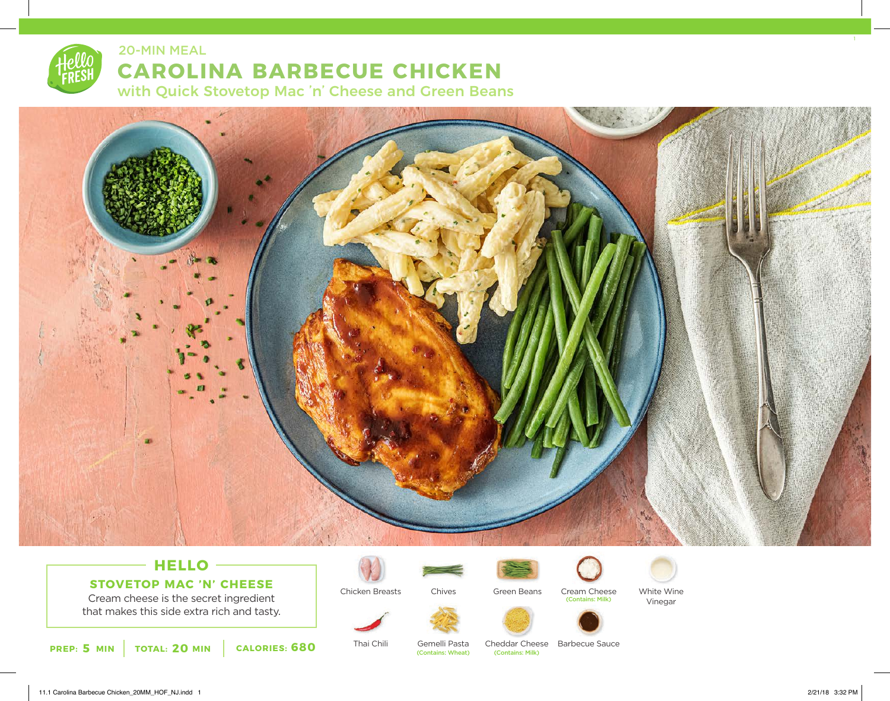20-MIN MEAL

# CAROLINA BARBECUE CHICKEN

## with Quick Stovetop Mac 'n' Cheese and Green Beans

### HELLO

**STOVETOP MAC 'N' CHEESE**

Cream cheese is the secret ingredient that makes this side extra rich and tasty.

**PREP:** 5 MIN | **TOTAL:** 20 MIN | **CALORIES:** 680

- Chicken Breasts
- Chives
- Green Beans
- Cream Cheese (Contains: Milk)
- White Wine Vinegar
- Thai Chili
- Gemelli Pasta (Contains: Wheat)
- Cheddar Cheese (Contains: Milk)
- Barbecue Sauce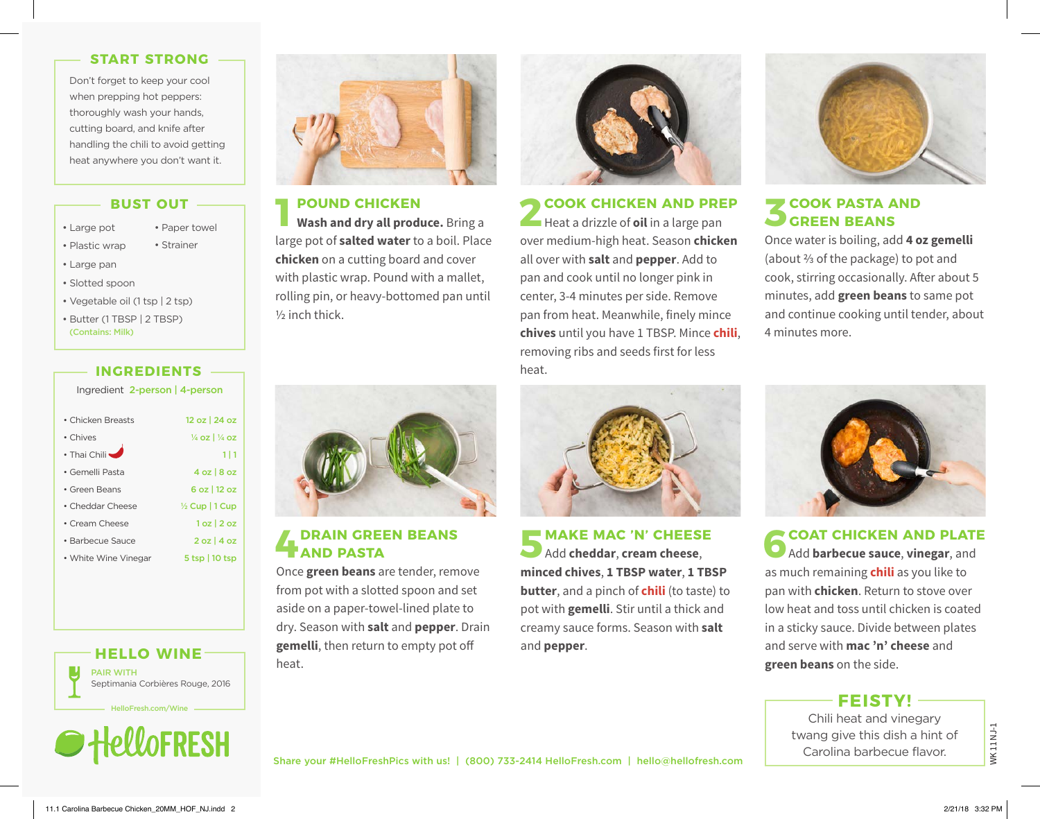## START STRONG

Don't forget to keep your cool when prepping hot peppers: thoroughly wash your hands, cutting board, and knife after handling the chili to avoid getting heat anywhere you don't want it.

## BUST OUT

- Large pot
- Plastic wrap
- Large pan
- Slotted spoon
- Vegetable oil (1 tsp | 2 tsp)
- Butter (1 TBSP | 2 TBSP) (Contains: Milk)
- Paper towel
- Strainer

## INGREDIENTS

| Ingredient | 2-person \| 4-person |
|---|---|
| Chicken Breasts | 12 oz \| 24 oz |
| Chives | ¼ oz \| ¼ oz |
| Thai Chili | 1 \| 1 |
| Gemelli Pasta | 4 oz \| 8 oz |
| Green Beans | 6 oz \| 12 oz |
| Cheddar Cheese | ½ Cup \| 1 Cup |
| Cream Cheese | 1 oz \| 2 oz |
| Barbecue Sauce | 2 oz \| 4 oz |
| White Wine Vinegar | 5 tsp \| 10 tsp |

## HELLO WINE

PAIR WITH
Septimania Corbières Rouge, 2016

HelloFresh.com/Wine

## 1 POUND CHICKEN

**Wash and dry all produce.** Bring a large pot of **salted water** to a boil. Place **chicken** on a cutting board and cover with plastic wrap. Pound with a mallet, rolling pin, or heavy-bottomed pan until ½ inch thick.

## 2 COOK CHICKEN AND PREP

Heat a drizzle of **oil** in a large pan over medium-high heat. Season **chicken** all over with **salt** and **pepper**. Add to pan and cook until no longer pink in center, 3-4 minutes per side. Remove pan from heat. Meanwhile, finely mince **chives** until you have 1 TBSP. Mince **chili**, removing ribs and seeds first for less heat.

## 3 COOK PASTA AND GREEN BEANS

Once water is boiling, add **4 oz gemelli** (about ⅔ of the package) to pot and cook, stirring occasionally. After about 5 minutes, add **green beans** to same pot and continue cooking until tender, about 4 minutes more.

## 4 DRAIN GREEN BEANS AND PASTA

Once **green beans** are tender, remove from pot with a slotted spoon and set aside on a paper-towel-lined plate to dry. Season with **salt** and **pepper**. Drain **gemelli**, then return to empty pot off heat.

## 5 MAKE MAC 'N' CHEESE

Add **cheddar**, **cream cheese**, **minced chives**, **1 TBSP water**, **1 TBSP butter**, and a pinch of **chili** (to taste) to pot with **gemelli**. Stir until a thick and creamy sauce forms. Season with **salt** and **pepper**.

## 6 COAT CHICKEN AND PLATE

Add **barbecue sauce**, **vinegar**, and as much remaining **chili** as you like to pan with **chicken**. Return to stove over low heat and toss until chicken is coated in a sticky sauce. Divide between plates and serve with **mac 'n' cheese** and **green beans** on the side.

## FEISTY!

Chili heat and vinegary twang give this dish a hint of Carolina barbecue flavor.

Share your #HelloFreshPics with us! | (800) 733-2414 HelloFresh.com | hello@hellofresh.com

WK11NJ-1